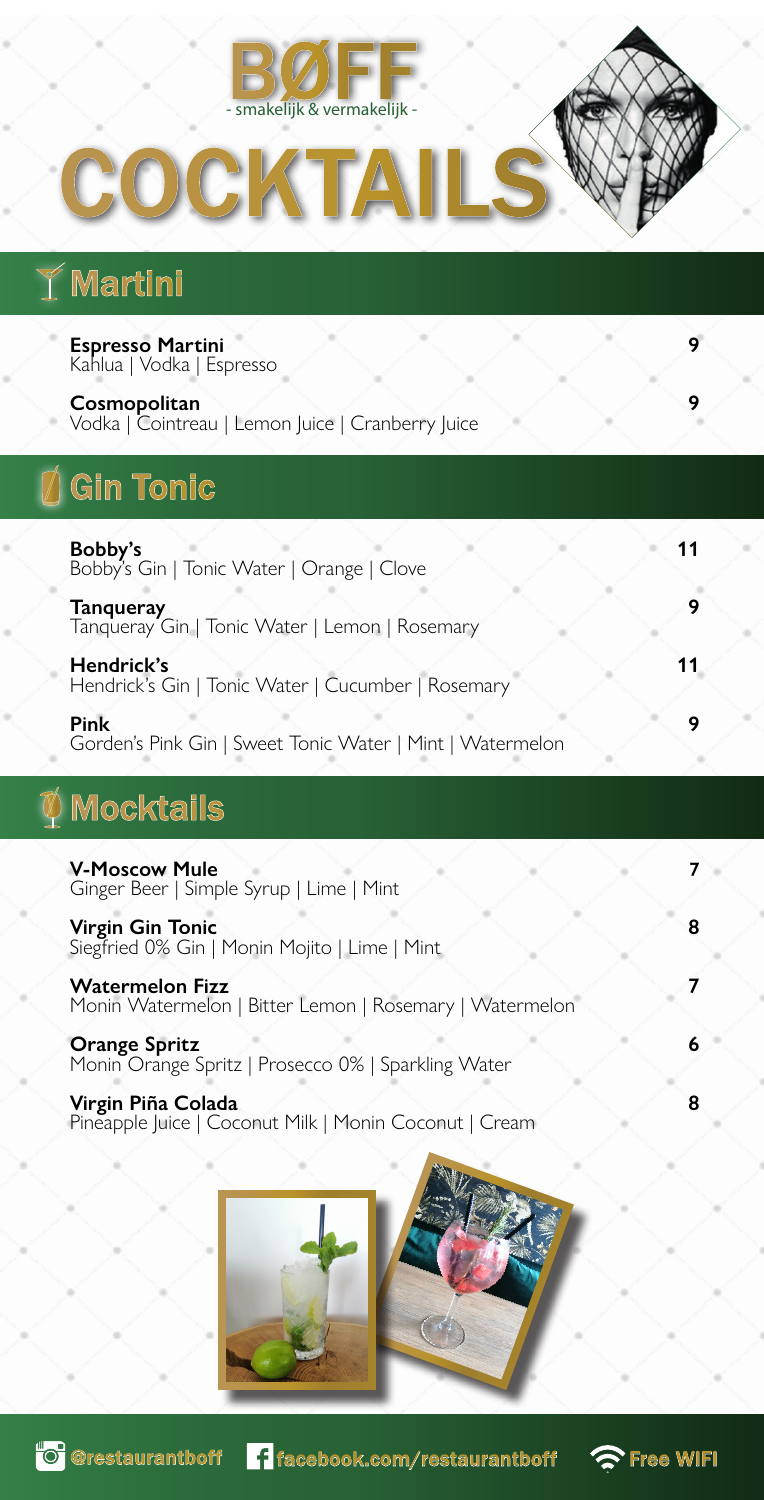# BØFF

- smakelijk & vermakelijk -

# COCKTAILS

## Martini

**Espresso Martini** — 9
Kahlua | Vodka | Espresso

**Cosmopolitan** — 9
Vodka | Cointreau | Lemon Juice | Cranberry Juice

## Gin Tonic

**Bobby's** — 11
Bobby's Gin | Tonic Water | Orange | Clove

**Tanqueray** — 9
Tanqueray Gin | Tonic Water | Lemon | Rosemary

**Hendrick's** — 11
Hendrick's Gin | Tonic Water | Cucumber | Rosemary

**Pink** — 9
Gorden's Pink Gin | Sweet Tonic Water | Mint | Watermelon

## Mocktails

**V-Moscow Mule** — 7
Ginger Beer | Simple Syrup | Lime | Mint

**Virgin Gin Tonic** — 8
Siegfried 0% Gin | Monin Mojito | Lime | Mint

**Watermelon Fizz** — 7
Monin Watermelon | Bitter Lemon | Rosemary | Watermelon

**Orange Spritz** — 6
Monin Orange Spritz | Prosecco 0% | Sparkling Water

**Virgin Piña Colada** — 8
Pineapple Juice | Coconut Milk | Monin Coconut | Cream

@restaurantboff | facebook.com/restaurantboff | Free WIFI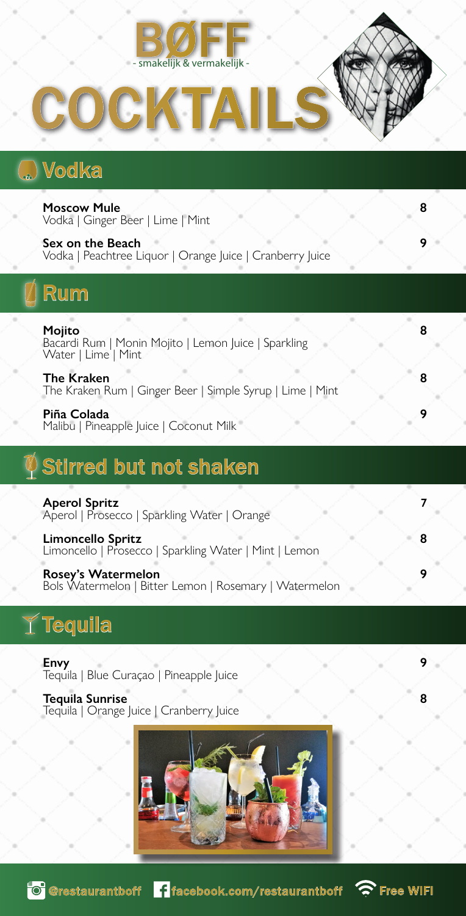# BØFF

- smakelijk & vermakelijk -

# COCKTAILS

## Vodka

**Moscow Mule** **8**
Vodka | Ginger Beer | Lime | Mint

**Sex on the Beach** **9**
Vodka | Peachtree Liquor | Orange Juice | Cranberry Juice

## Rum

**Mojito** **8**
Bacardi Rum | Monin Mojito | Lemon Juice | Sparkling Water | Lime | Mint

**The Kraken** **8**
The Kraken Rum | Ginger Beer | Simple Syrup | Lime | Mint

**Piña Colada** **9**
Malibu | Pineapple Juice | Coconut Milk

## Stirred but not shaken

**Aperol Spritz** **7**
Aperol | Prosecco | Sparkling Water | Orange

**Limoncello Spritz** **8**
Limoncello | Prosecco | Sparkling Water | Mint | Lemon

**Rosey's Watermelon** **9**
Bols Watermelon | Bitter Lemon | Rosemary | Watermelon

## Tequila

**Envy** **9**
Tequila | Blue Curaçao | Pineapple Juice

**Tequila Sunrise** **8**
Tequila | Orange Juice | Cranberry Juice

@restaurantboff facebook.com/restaurantboff Free WIFI